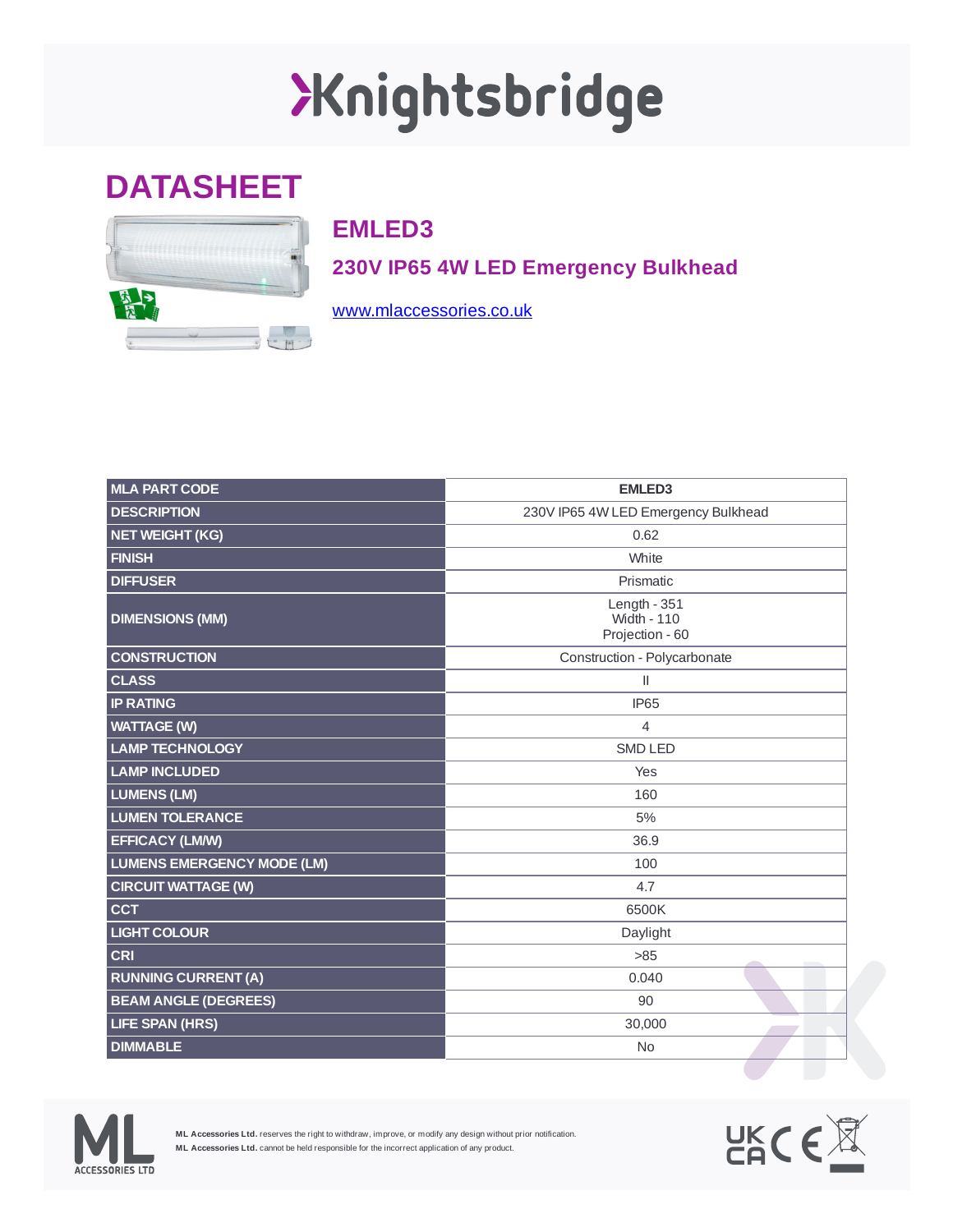# Knightsbridge

## DATASHEET

### EMLED3

### 230V IP65 4W LED Emergency Bulkhead

www.mlaccessories.co.uk

| MLA PART CODE | EMLED3 |
|---|---|
| DESCRIPTION | 230V IP65 4W LED Emergency Bulkhead |
| NET WEIGHT (KG) | 0.62 |
| FINISH | White |
| DIFFUSER | Prismatic |
| DIMENSIONS (MM) | Length - 351<br>Width - 110<br>Projection - 60 |
| CONSTRUCTION | Construction - Polycarbonate |
| CLASS | II |
| IP RATING | IP65 |
| WATTAGE (W) | 4 |
| LAMP TECHNOLOGY | SMD LED |
| LAMP INCLUDED | Yes |
| LUMENS (LM) | 160 |
| LUMEN TOLERANCE | 5% |
| EFFICACY (LM/W) | 36.9 |
| LUMENS EMERGENCY MODE (LM) | 100 |
| CIRCUIT WATTAGE (W) | 4.7 |
| CCT | 6500K |
| LIGHT COLOUR | Daylight |
| CRI | >85 |
| RUNNING CURRENT (A) | 0.040 |
| BEAM ANGLE (DEGREES) | 90 |
| LIFE SPAN (HRS) | 30,000 |
| DIMMABLE | No |

**ML Accessories Ltd.** reserves the right to withdraw, improve, or modify any design without prior notification.
**ML Accessories Ltd.** cannot be held responsible for the incorrect application of any product.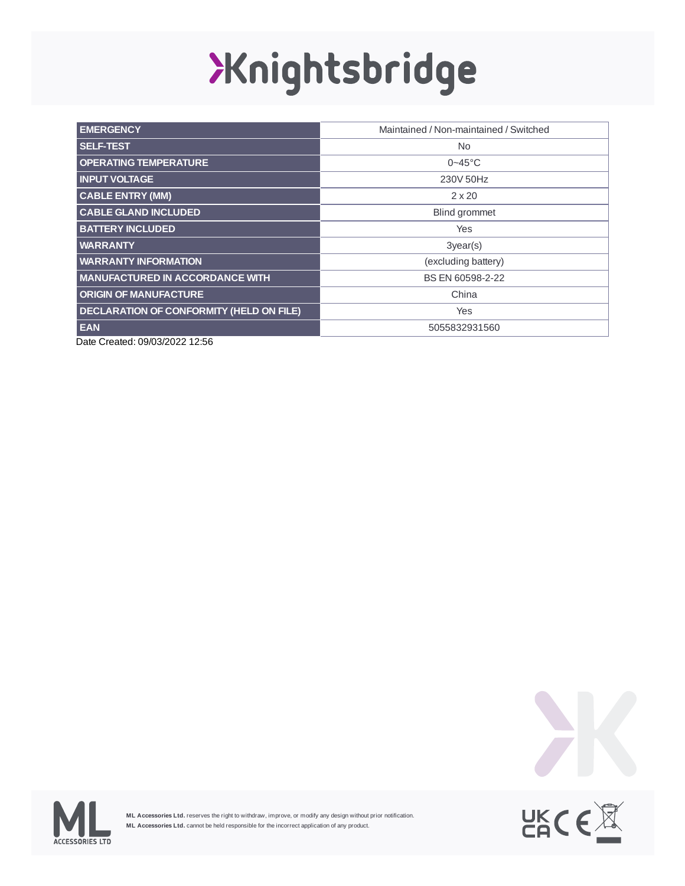# Knightsbridge

| | |
|---|---|
| **EMERGENCY** | Maintained / Non-maintained / Switched |
| **SELF-TEST** | No |
| **OPERATING TEMPERATURE** | 0~45°C |
| **INPUT VOLTAGE** | 230V 50Hz |
| **CABLE ENTRY (MM)** | 2 x 20 |
| **CABLE GLAND INCLUDED** | Blind grommet |
| **BATTERY INCLUDED** | Yes |
| **WARRANTY** | 3year(s) |
| **WARRANTY INFORMATION** | (excluding battery) |
| **MANUFACTURED IN ACCORDANCE WITH** | BS EN 60598-2-22 |
| **ORIGIN OF MANUFACTURE** | China |
| **DECLARATION OF CONFORMITY (HELD ON FILE)** | Yes |
| **EAN** | 5055832931560 |

Date Created: 09/03/2022 12:56

**ML Accessories Ltd.** reserves the right to withdraw, improve, or modify any design without prior notification.
**ML Accessories Ltd.** cannot be held responsible for the incorrect application of any product.